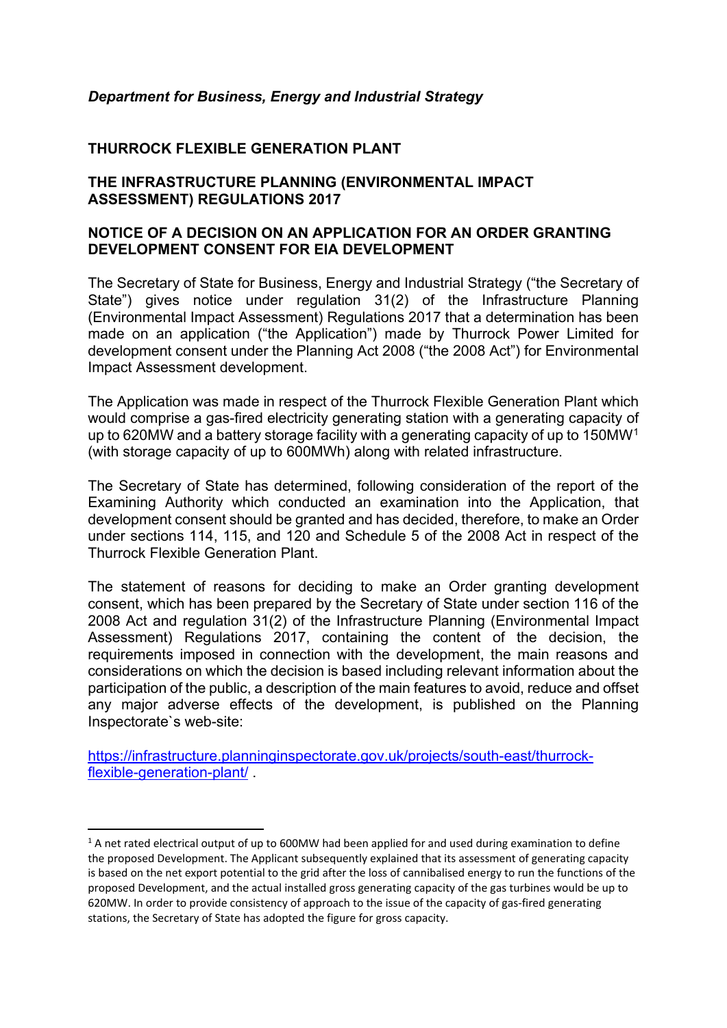*Department for Business, Energy and Industrial Strategy*

**THURROCK FLEXIBLE GENERATION PLANT**

**THE INFRASTRUCTURE PLANNING (ENVIRONMENTAL IMPACT ASSESSMENT) REGULATIONS 2017**

**NOTICE OF A DECISION ON AN APPLICATION FOR AN ORDER GRANTING DEVELOPMENT CONSENT FOR EIA DEVELOPMENT**

The Secretary of State for Business, Energy and Industrial Strategy ("the Secretary of State") gives notice under regulation 31(2) of the Infrastructure Planning (Environmental Impact Assessment) Regulations 2017 that a determination has been made on an application ("the Application") made by Thurrock Power Limited for development consent under the Planning Act 2008 ("the 2008 Act") for Environmental Impact Assessment development.

The Application was made in respect of the Thurrock Flexible Generation Plant which would comprise a gas-fired electricity generating station with a generating capacity of up to 620MW and a battery storage facility with a generating capacity of up to 150MW[1] (with storage capacity of up to 600MWh) along with related infrastructure.

The Secretary of State has determined, following consideration of the report of the Examining Authority which conducted an examination into the Application, that development consent should be granted and has decided, therefore, to make an Order under sections 114, 115, and 120 and Schedule 5 of the 2008 Act in respect of the Thurrock Flexible Generation Plant.

The statement of reasons for deciding to make an Order granting development consent, which has been prepared by the Secretary of State under section 116 of the 2008 Act and regulation 31(2) of the Infrastructure Planning (Environmental Impact Assessment) Regulations 2017, containing the content of the decision, the requirements imposed in connection with the development, the main reasons and considerations on which the decision is based including relevant information about the participation of the public, a description of the main features to avoid, reduce and offset any major adverse effects of the development, is published on the Planning Inspectorate`s web-site:

[https://infrastructure.planninginspectorate.gov.uk/projects/south-east/thurrock-flexible-generation-plant/](https://infrastructure.planninginspectorate.gov.uk/projects/south-east/thurrock-flexible-generation-plant/) .

---

[1] A net rated electrical output of up to 600MW had been applied for and used during examination to define the proposed Development. The Applicant subsequently explained that its assessment of generating capacity is based on the net export potential to the grid after the loss of cannibalised energy to run the functions of the proposed Development, and the actual installed gross generating capacity of the gas turbines would be up to 620MW. In order to provide consistency of approach to the issue of the capacity of gas-fired generating stations, the Secretary of State has adopted the figure for gross capacity.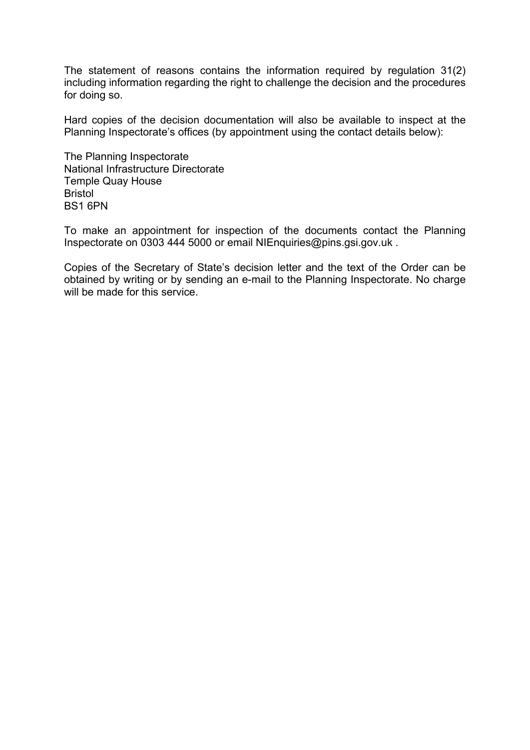The statement of reasons contains the information required by regulation 31(2) including information regarding the right to challenge the decision and the procedures for doing so.

Hard copies of the decision documentation will also be available to inspect at the Planning Inspectorate's offices (by appointment using the contact details below):

The Planning Inspectorate
National Infrastructure Directorate
Temple Quay House
Bristol
BS1 6PN

To make an appointment for inspection of the documents contact the Planning Inspectorate on 0303 444 5000 or email NIEnquiries@pins.gsi.gov.uk .

Copies of the Secretary of State's decision letter and the text of the Order can be obtained by writing or by sending an e-mail to the Planning Inspectorate. No charge will be made for this service.